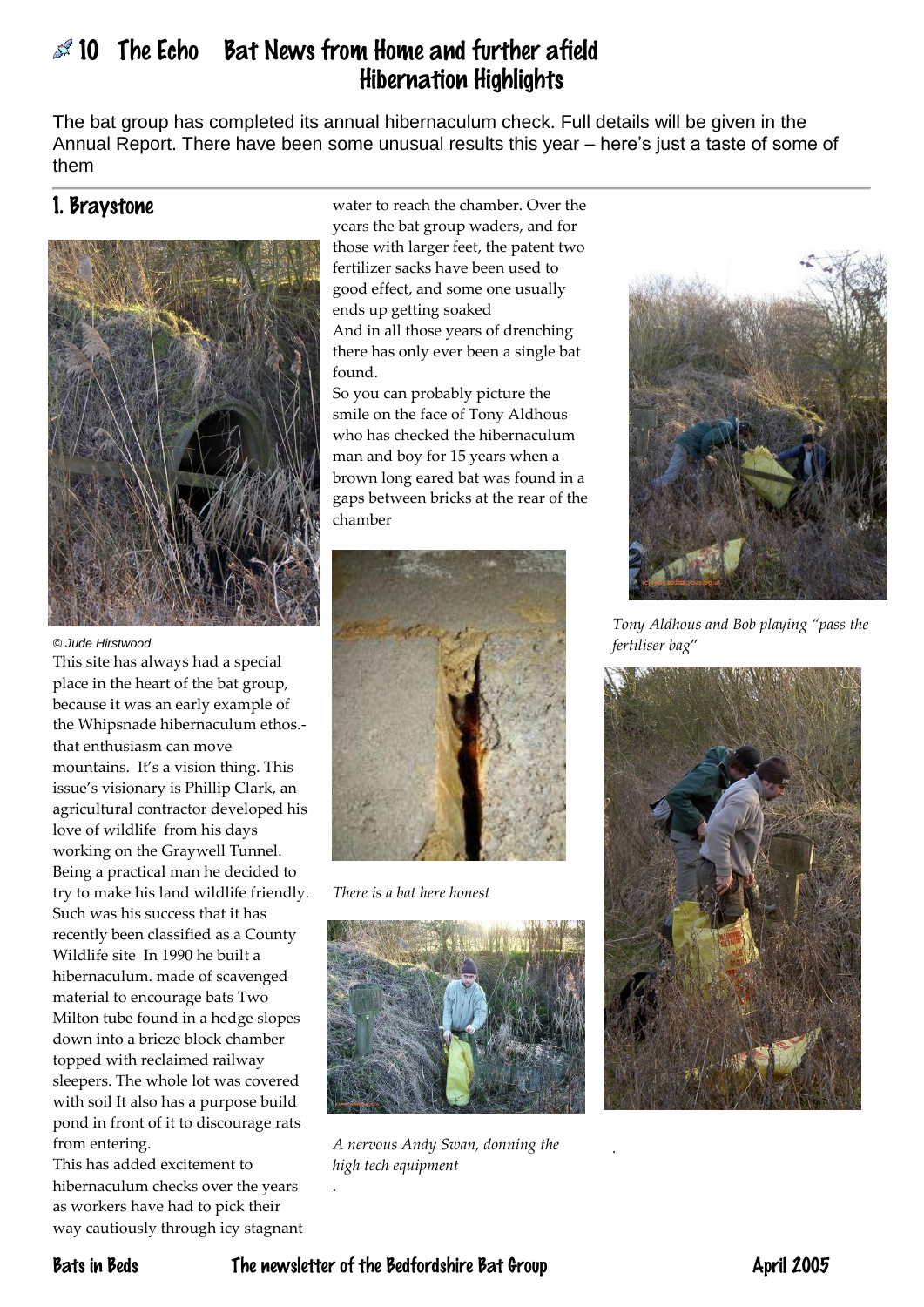# 10 The Echo Bat News from Home and further afield
## Hibernation Highlights

The bat group has completed its annual hibernaculum check. Full details will be given in the Annual Report. There have been some unusual results this year – here's just a taste of some of them

### 1. Braystone

© Jude Hirstwood

This site has always had a special place in the heart of the bat group, because it was an early example of the Whipsnade hibernaculum ethos.- that enthusiasm can move mountains. It's a vision thing. This issue's visionary is Phillip Clark, an agricultural contractor developed his love of wildlife from his days working on the Graywell Tunnel. Being a practical man he decided to try to make his land wildlife friendly. Such was his success that it has recently been classified as a County Wildlife site In 1990 he built a hibernaculum. made of scavenged material to encourage bats Two Milton tube found in a hedge slopes down into a brieze block chamber topped with reclaimed railway sleepers. The whole lot was covered with soil It also has a purpose build pond in front of it to discourage rats from entering.

This has added excitement to hibernaculum checks over the years as workers have had to pick their way cautiously through icy stagnant water to reach the chamber. Over the years the bat group waders, and for those with larger feet, the patent two fertilizer sacks have been used to good effect, and some one usually ends up getting soaked

And in all those years of drenching there has only ever been a single bat found.

So you can probably picture the smile on the face of Tony Aldhous who has checked the hibernaculum man and boy for 15 years when a brown long eared bat was found in a gaps between bricks at the rear of the chamber

*There is a bat here honest*

*A nervous Andy Swan, donning the high tech equipment*

*Tony Aldhous and Bob playing "pass the fertiliser bag"*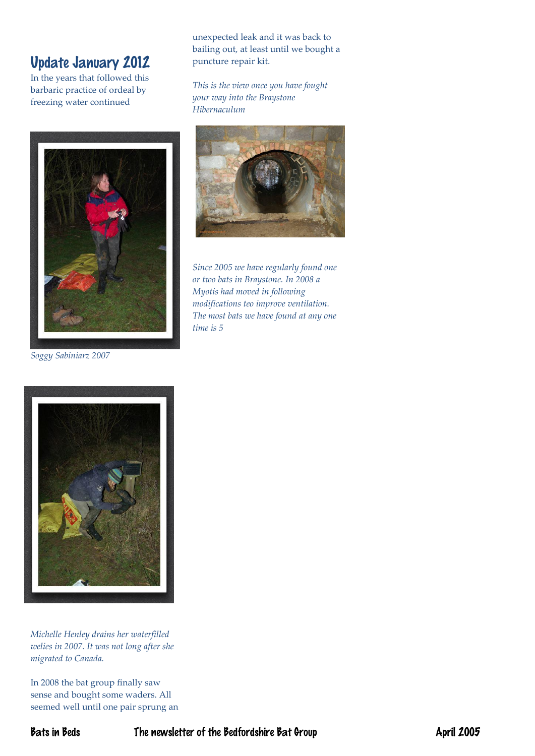## Update January 2012

In the years that followed this barbaric practice of ordeal by freezing water continued

*Soggy Sabiniarz 2007*

*Michelle Henley drains her waterfilled welies in 2007. It was not long after she migrated to Canada.*

In 2008 the bat group finally saw sense and bought some waders. All seemed well until one pair sprung an unexpected leak and it was back to bailing out, at least until we bought a puncture repair kit.

*This is the view once you have fought your way into the Braystone Hibernaculum*

*Since 2005 we have regularly found one or two bats in Braystone. In 2008 a Myotis had moved in following modifications teo improve ventilation. The most bats we have found at any one time is 5*